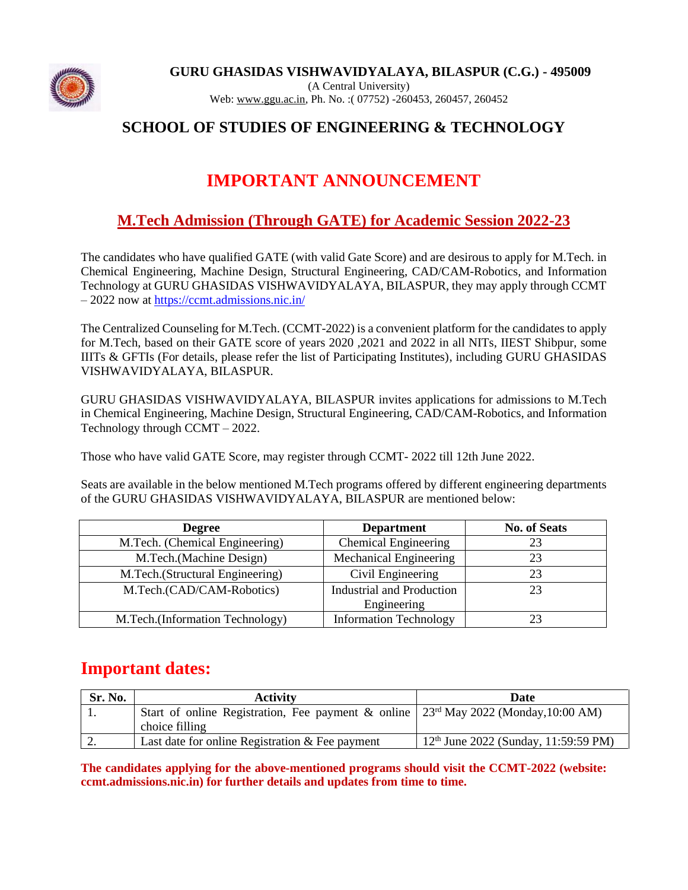**GURU GHASIDAS VISHWAVIDYALAYA, BILASPUR (C.G.) - 495009**

(A Central University)

Web: www.ggu.ac.in, Ph. No. :( 07752) -260453, 260457, 260452

## SCHOOL OF STUDIES OF ENGINEERING & TECHNOLOGY

# IMPORTANT ANNOUNCEMENT

## M.Tech Admission (Through GATE) for Academic Session 2022-23

The candidates who have qualified GATE (with valid Gate Score) and are desirous to apply for M.Tech. in Chemical Engineering, Machine Design, Structural Engineering, CAD/CAM-Robotics, and Information Technology at GURU GHASIDAS VISHWAVIDYALAYA, BILASPUR, they may apply through CCMT – 2022 now at https://ccmt.admissions.nic.in/

The Centralized Counseling for M.Tech. (CCMT-2022) is a convenient platform for the candidates to apply for M.Tech, based on their GATE score of years 2020 ,2021 and 2022 in all NITs, IIEST Shibpur, some IIITs & GFTIs (For details, please refer the list of Participating Institutes), including GURU GHASIDAS VISHWAVIDYALAYA, BILASPUR.

GURU GHASIDAS VISHWAVIDYALAYA, BILASPUR invites applications for admissions to M.Tech in Chemical Engineering, Machine Design, Structural Engineering, CAD/CAM-Robotics, and Information Technology through CCMT – 2022.

Those who have valid GATE Score, may register through CCMT- 2022 till 12th June 2022.

Seats are available in the below mentioned M.Tech programs offered by different engineering departments of the GURU GHASIDAS VISHWAVIDYALAYA, BILASPUR are mentioned below:

| Degree | Department | No. of Seats |
|---|---|---|
| M.Tech. (Chemical Engineering) | Chemical Engineering | 23 |
| M.Tech.(Machine Design) | Mechanical Engineering | 23 |
| M.Tech.(Structural Engineering) | Civil Engineering | 23 |
| M.Tech.(CAD/CAM-Robotics) | Industrial and Production Engineering | 23 |
| M.Tech.(Information Technology) | Information Technology | 23 |

## Important dates:

| Sr. No. | Activity | Date |
|---|---|---|
| 1. | Start of online Registration, Fee payment & online choice filling | 23rd May 2022 (Monday,10:00 AM) |
| 2. | Last date for online Registration & Fee payment | 12th June 2022 (Sunday, 11:59:59 PM) |

**The candidates applying for the above-mentioned programs should visit the CCMT-2022 (website: ccmt.admissions.nic.in) for further details and updates from time to time.**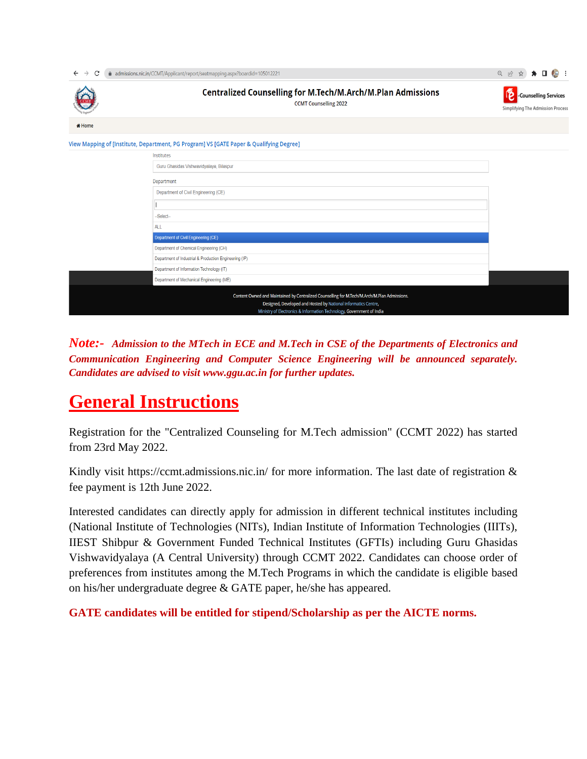admissions.nic.in/CCMT/Applicant/report/seatmapping.aspx?boardid=105012221

**Centralized Counselling for M.Tech/M.Arch/M.Plan Admissions**

CCMT Counselling 2022

Counselling Services
Simplifying The Admission Process

Home

View Mapping of [Institute, Department, PG Program] VS [GATE Paper & Qualifying Degree]

Institutes

Guru Ghasidas Vishwavidyalaya, Bilaspur

Department

Department of Civil Engineering (CE)

--Select--
ALL
Department of Civil Engineering (CE)
Department of Chemical Engineering (CH)
Department of Industrial & Production Engineering (IP)
Department of Information Technology (IT)
Department of Mechanical Engineering (ME)

Content Owned and Maintained by Centralized Counselling for M.Tech/M.Arch/M.Plan Admissions.
Designed, Developed and Hosted by National Informatics Centre,
Ministry of Electronics & Information Technology, Government of India

***Note:- Admission to the MTech in ECE and M.Tech in CSE of the Departments of Electronics and Communication Engineering and Computer Science Engineering will be announced separately. Candidates are advised to visit www.ggu.ac.in for further updates.***

# General Instructions

Registration for the "Centralized Counseling for M.Tech admission" (CCMT 2022) has started from 23rd May 2022.

Kindly visit https://ccmt.admissions.nic.in/ for more information. The last date of registration & fee payment is 12th June 2022.

Interested candidates can directly apply for admission in different technical institutes including (National Institute of Technologies (NITs), Indian Institute of Information Technologies (IIITs), IIEST Shibpur & Government Funded Technical Institutes (GFTIs) including Guru Ghasidas Vishwavidyalaya (A Central University) through CCMT 2022. Candidates can choose order of preferences from institutes among the M.Tech Programs in which the candidate is eligible based on his/her undergraduate degree & GATE paper, he/she has appeared.

**GATE candidates will be entitled for stipend/Scholarship as per the AICTE norms.**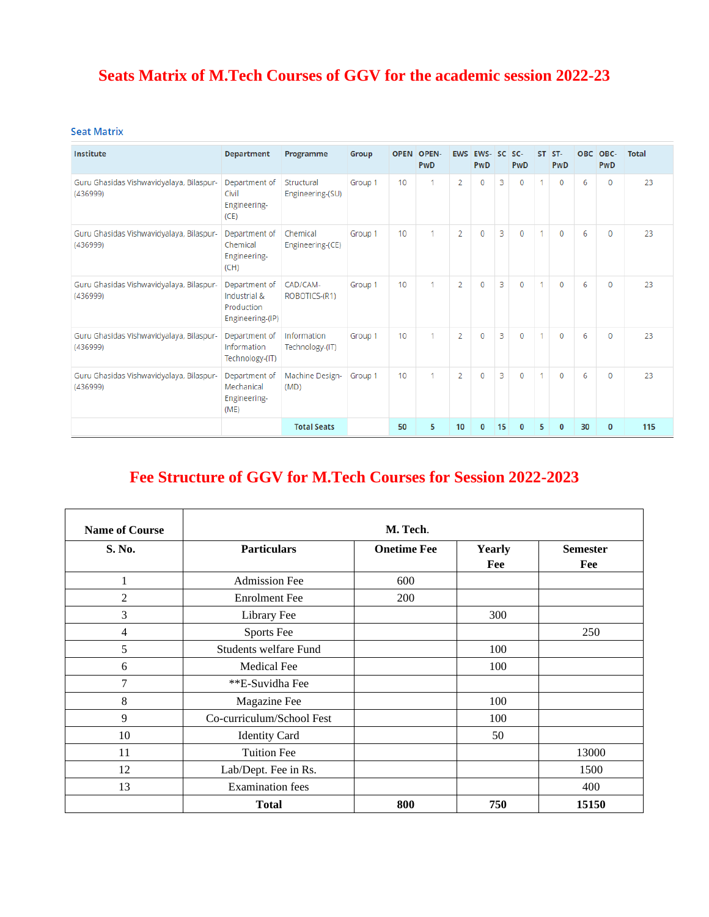# Seats Matrix of M.Tech Courses of GGV for the academic session 2022-23

## Seat Matrix

| Institute | Department | Programme | Group | OPEN | OPEN-PwD | EWS | EWS-PwD | SC | SC-PwD | ST | ST-PwD | OBC | OBC-PwD | Total |
|---|---|---|---|---|---|---|---|---|---|---|---|---|---|---|
| Guru Ghasidas Vishwavidyalaya, Bilaspur-(436999) | Department of Civil Engineering-(CE) | Structural Engineering-(SU) | Group 1 | 10 | 1 | 2 | 0 | 3 | 0 | 1 | 0 | 6 | 0 | 23 |
| Guru Ghasidas Vishwavidyalaya, Bilaspur-(436999) | Department of Chemical Engineering-(CH) | Chemical Engineering-(CE) | Group 1 | 10 | 1 | 2 | 0 | 3 | 0 | 1 | 0 | 6 | 0 | 23 |
| Guru Ghasidas Vishwavidyalaya, Bilaspur-(436999) | Department of Industrial & Production Engineering-(IP) | CAD/CAM-ROBOTICS-(R1) | Group 1 | 10 | 1 | 2 | 0 | 3 | 0 | 1 | 0 | 6 | 0 | 23 |
| Guru Ghasidas Vishwavidyalaya, Bilaspur-(436999) | Department of Information Technology-(IT) | Information Technology-(IT) | Group 1 | 10 | 1 | 2 | 0 | 3 | 0 | 1 | 0 | 6 | 0 | 23 |
| Guru Ghasidas Vishwavidyalaya, Bilaspur-(436999) | Department of Mechanical Engineering-(ME) | Machine Design-(MD) | Group 1 | 10 | 1 | 2 | 0 | 3 | 0 | 1 | 0 | 6 | 0 | 23 |
| | | **Total Seats** | | **50** | **5** | **10** | **0** | **15** | **0** | **5** | **0** | **30** | **0** | **115** |

# Fee Structure of GGV for M.Tech Courses for Session 2022-2023

| **Name of Course** | **M. Tech.** | | | |
|---|---|---|---|---|
| **S. No.** | **Particulars** | **Onetime Fee** | **Yearly Fee** | **Semester Fee** |
| 1 | Admission Fee | 600 | | |
| 2 | Enrolment Fee | 200 | | |
| 3 | Library Fee | | 300 | |
| 4 | Sports Fee | | | 250 |
| 5 | Students welfare Fund | | 100 | |
| 6 | Medical Fee | | 100 | |
| 7 | **E-Suvidha Fee | | | |
| 8 | Magazine Fee | | 100 | |
| 9 | Co-curriculum/School Fest | | 100 | |
| 10 | Identity Card | | 50 | |
| 11 | Tuition Fee | | | 13000 |
| 12 | Lab/Dept. Fee in Rs. | | | 1500 |
| 13 | Examination fees | | | 400 |
| | **Total** | **800** | **750** | **15150** |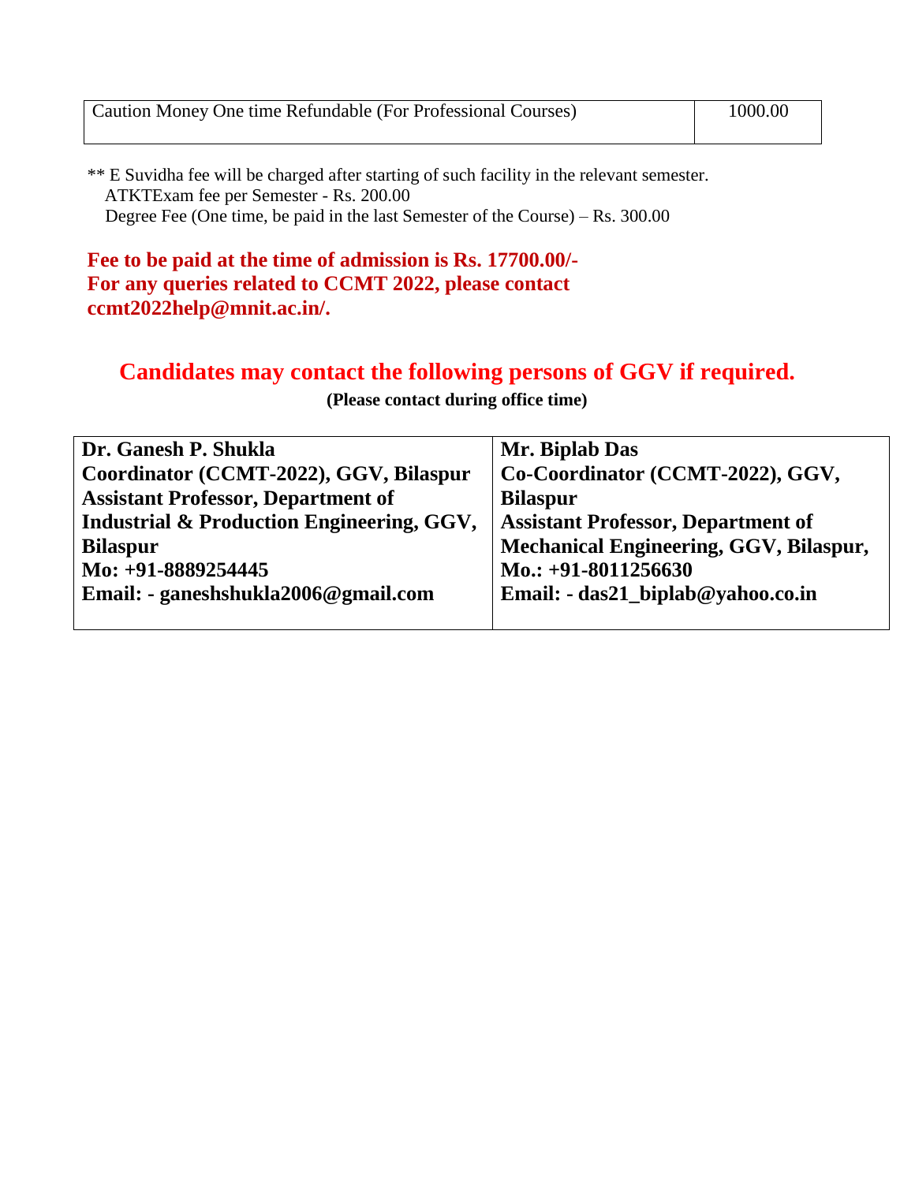| | |
|---|---|
| Caution Money One time Refundable (For Professional Courses) | 1000.00 |

** E Suvidha fee will be charged after starting of such facility in the relevant semester.
ATKTExam fee per Semester - Rs. 200.00
Degree Fee (One time, be paid in the last Semester of the Course) – Rs. 300.00

**Fee to be paid at the time of admission is Rs. 17700.00/-**
**For any queries related to CCMT 2022, please contact ccmt2022help@mnit.ac.in/.**

## Candidates may contact the following persons of GGV if required.

**(Please contact during office time)**

| | |
|---|---|
| **Dr. Ganesh P. Shukla**<br>**Coordinator (CCMT-2022), GGV, Bilaspur**<br>**Assistant Professor, Department of Industrial & Production Engineering, GGV, Bilaspur**<br>**Mo: +91-8889254445**<br>**Email: - ganeshshukla2006@gmail.com** | **Mr. Biplab Das**<br>**Co-Coordinator (CCMT-2022), GGV, Bilaspur**<br>**Assistant Professor, Department of Mechanical Engineering, GGV, Bilaspur,**<br>**Mo.: +91-8011256630**<br>**Email: - das21_biplab@yahoo.co.in** |